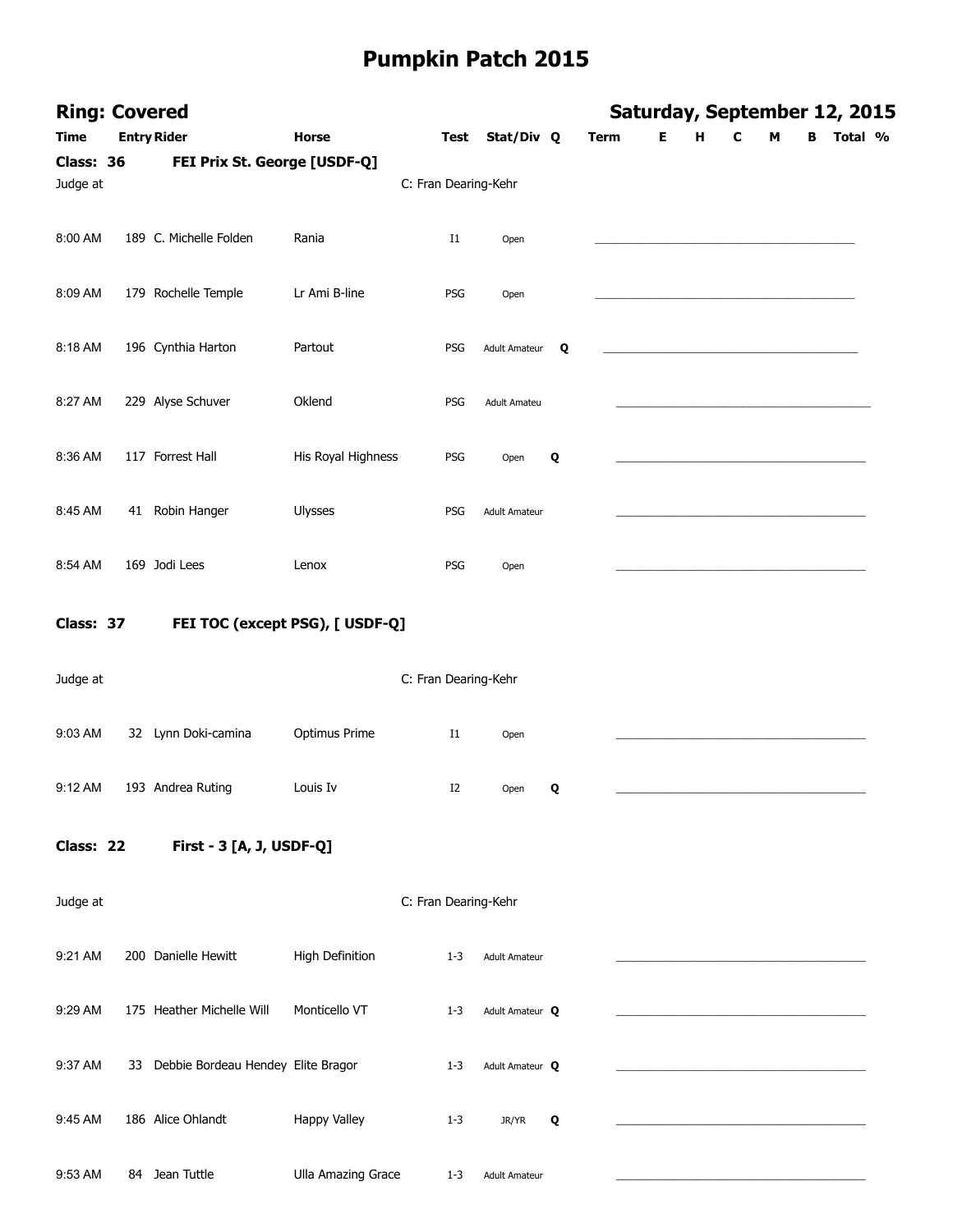# Pumpkin Patch 2015

## Ring: Covered

**Saturday, September 12, 2015**

### Class: 36 — FEI Prix St. George [USDF-Q]

Judge at C: Fran Dearing-Kehr

| Time | Entry | Rider | Horse | Test | Stat/Div | Q | Term | E | H | C | M | B | Total | % |
|---|---|---|---|---|---|---|---|---|---|---|---|---|---|---|
| 8:00 AM | 189 | C. Michelle Folden | Rania | I1 | Open | | | | | | | | | |
| 8:09 AM | 179 | Rochelle Temple | Lr Ami B-line | PSG | Open | | | | | | | | | |
| 8:18 AM | 196 | Cynthia Harton | Partout | PSG | Adult Amateur | Q | | | | | | | | |
| 8:27 AM | 229 | Alyse Schuver | Oklend | PSG | Adult Amateu | | | | | | | | | |
| 8:36 AM | 117 | Forrest Hall | His Royal Highness | PSG | Open | Q | | | | | | | | |
| 8:45 AM | 41 | Robin Hanger | Ulysses | PSG | Adult Amateur | | | | | | | | | |
| 8:54 AM | 169 | Jodi Lees | Lenox | PSG | Open | | | | | | | | | |

### Class: 37 — FEI TOC (except PSG), [ USDF-Q]

Judge at C: Fran Dearing-Kehr

| Time | Entry | Rider | Horse | Test | Stat/Div | Q | Term | E | H | C | M | B | Total | % |
|---|---|---|---|---|---|---|---|---|---|---|---|---|---|---|
| 9:03 AM | 32 | Lynn Doki-camina | Optimus Prime | I1 | Open | | | | | | | | | |
| 9:12 AM | 193 | Andrea Ruting | Louis Iv | I2 | Open | Q | | | | | | | | |

### Class: 22 — First - 3 [A, J, USDF-Q]

Judge at C: Fran Dearing-Kehr

| Time | Entry | Rider | Horse | Test | Stat/Div | Q | Term | E | H | C | M | B | Total | % |
|---|---|---|---|---|---|---|---|---|---|---|---|---|---|---|
| 9:21 AM | 200 | Danielle Hewitt | High Definition | 1-3 | Adult Amateur | | | | | | | | | |
| 9:29 AM | 175 | Heather Michelle Will | Monticello VT | 1-3 | Adult Amateur | Q | | | | | | | | |
| 9:37 AM | 33 | Debbie Bordeau Hendey | Elite Bragor | 1-3 | Adult Amateur | Q | | | | | | | | |
| 9:45 AM | 186 | Alice Ohlandt | Happy Valley | 1-3 | JR/YR | Q | | | | | | | | |
| 9:53 AM | 84 | Jean Tuttle | Ulla Amazing Grace | 1-3 | Adult Amateur | | | | | | | | | |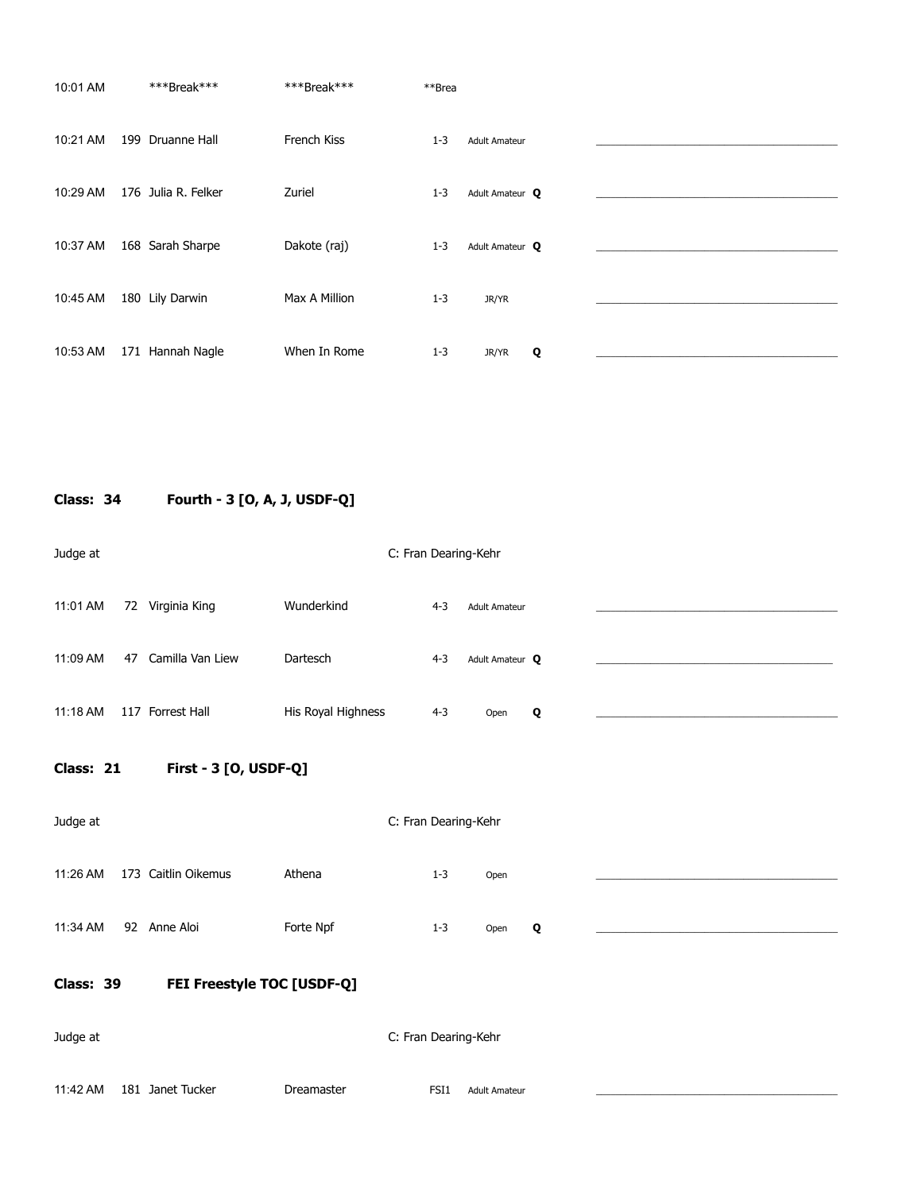| | | | | | | |
|---|---|---|---|---|---|---|
| 10:01 AM | ***Break*** | ***Break*** | **Brea | | | |
| 10:21 AM | 199 Druanne Hall | French Kiss | 1-3 | Adult Amateur | | ________________ |
| 10:29 AM | 176 Julia R. Felker | Zuriel | 1-3 | Adult Amateur | **Q** | ________________ |
| 10:37 AM | 168 Sarah Sharpe | Dakote (raj) | 1-3 | Adult Amateur | **Q** | ________________ |
| 10:45 AM | 180 Lily Darwin | Max A Million | 1-3 | JR/YR | | ________________ |
| 10:53 AM | 171 Hannah Nagle | When In Rome | 1-3 | JR/YR | **Q** | ________________ |

**Class: 34** **Fourth - 3 [O, A, J, USDF-Q]**

Judge at C: Fran Dearing-Kehr

| | | | | | | |
|---|---|---|---|---|---|---|
| 11:01 AM | 72 Virginia King | Wunderkind | 4-3 | Adult Amateur | | ________________ |
| 11:09 AM | 47 Camilla Van Liew | Dartesch | 4-3 | Adult Amateur | **Q** | ________________ |
| 11:18 AM | 117 Forrest Hall | His Royal Highness | 4-3 | Open | **Q** | ________________ |

**Class: 21** **First - 3 [O, USDF-Q]**

Judge at C: Fran Dearing-Kehr

| | | | | | | |
|---|---|---|---|---|---|---|
| 11:26 AM | 173 Caitlin Oikemus | Athena | 1-3 | Open | | ________________ |
| 11:34 AM | 92 Anne Aloi | Forte Npf | 1-3 | Open | **Q** | ________________ |

**Class: 39** **FEI Freestyle TOC [USDF-Q]**

Judge at C: Fran Dearing-Kehr

| | | | | | | |
|---|---|---|---|---|---|---|
| 11:42 AM | 181 Janet Tucker | Dreamaster | FSI1 | Adult Amateur | | ________________ |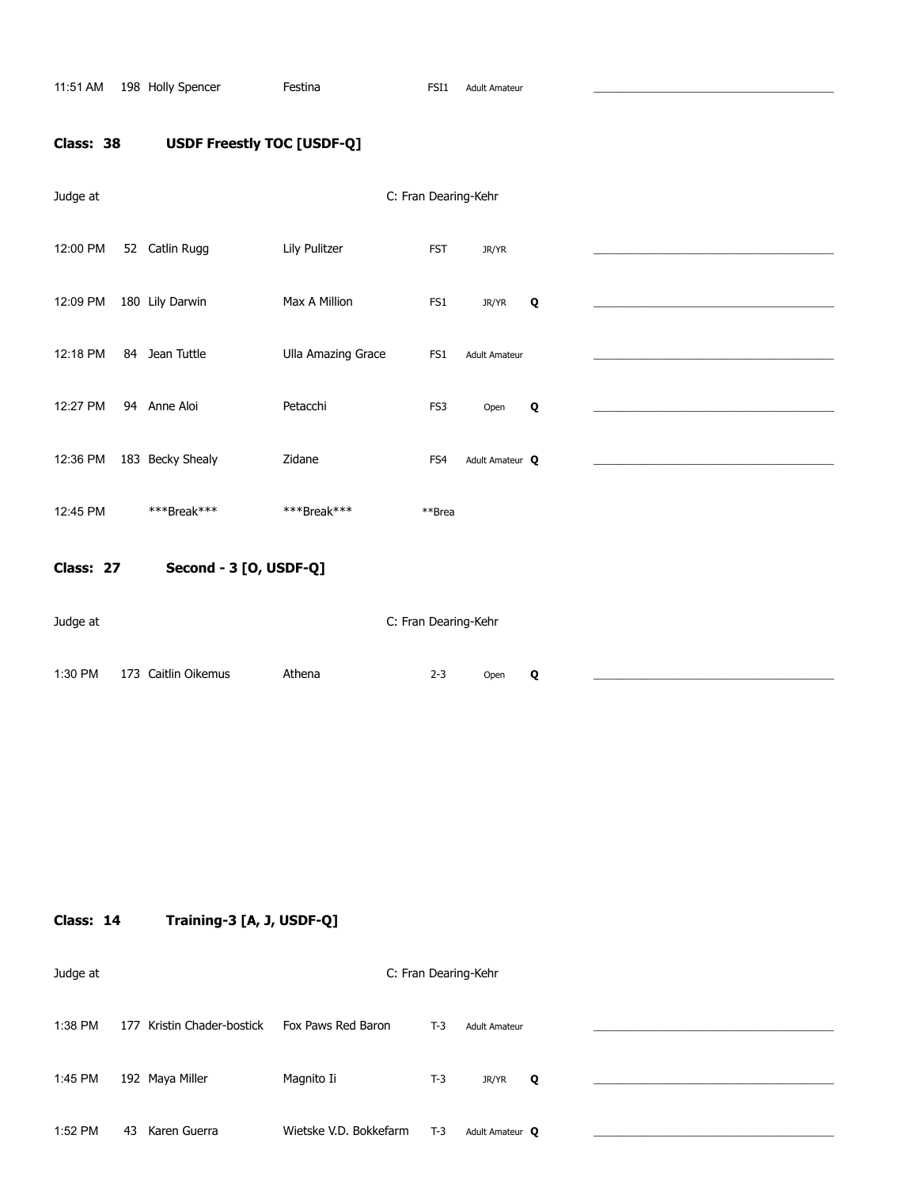| | | | | | | |
|---|---|---|---|---|---|---|
| 11:51 AM | 198 | Holly Spencer | Festina | FSI1 | Adult Amateur | |

**Class: 38** **USDF Freestly TOC [USDF-Q]**

Judge at C: Fran Dearing-Kehr

| | | | | | | |
|---|---|---|---|---|---|---|
| 12:00 PM | 52 | Catlin Rugg | Lily Pulitzer | FST | JR/YR | |
| 12:09 PM | 180 | Lily Darwin | Max A Million | FS1 | JR/YR | Q |
| 12:18 PM | 84 | Jean Tuttle | Ulla Amazing Grace | FS1 | Adult Amateur | |
| 12:27 PM | 94 | Anne Aloi | Petacchi | FS3 | Open | Q |
| 12:36 PM | 183 | Becky Shealy | Zidane | FS4 | Adult Amateur | Q |
| 12:45 PM | | ***Break*** | ***Break*** | **Brea | | |

**Class: 27** **Second - 3 [O, USDF-Q]**

Judge at C: Fran Dearing-Kehr

| | | | | | | |
|---|---|---|---|---|---|---|
| 1:30 PM | 173 | Caitlin Oikemus | Athena | 2-3 | Open | Q |

**Class: 14** **Training-3 [A, J, USDF-Q]**

Judge at C: Fran Dearing-Kehr

| | | | | | | |
|---|---|---|---|---|---|---|
| 1:38 PM | 177 | Kristin Chader-bostick | Fox Paws Red Baron | T-3 | Adult Amateur | |
| 1:45 PM | 192 | Maya Miller | Magnito Ii | T-3 | JR/YR | Q |
| 1:52 PM | 43 | Karen Guerra | Wietske V.D. Bokkefarm | T-3 | Adult Amateur | Q |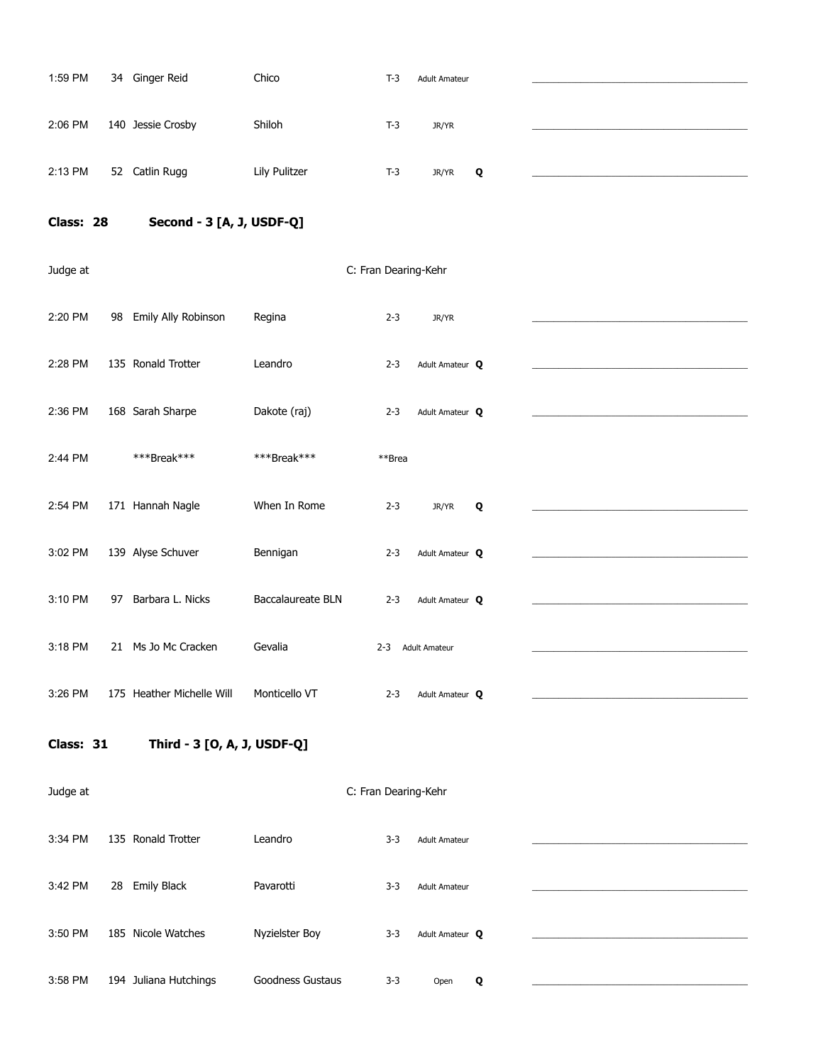| Time | No. | Rider | Horse | Test | Division | Q | |
|---|---|---|---|---|---|---|---|
| 1:59 PM | 34 | Ginger Reid | Chico | T-3 | Adult Amateur | | ______________________ |
| 2:06 PM | 140 | Jessie Crosby | Shiloh | T-3 | JR/YR | | ______________________ |
| 2:13 PM | 52 | Catlin Rugg | Lily Pulitzer | T-3 | JR/YR | **Q** | ______________________ |

**Class: 28 Second - 3 [A, J, USDF-Q]**

Judge at C: Fran Dearing-Kehr

| Time | No. | Rider | Horse | Test | Division | Q | |
|---|---|---|---|---|---|---|---|
| 2:20 PM | 98 | Emily Ally Robinson | Regina | 2-3 | JR/YR | | ______________________ |
| 2:28 PM | 135 | Ronald Trotter | Leandro | 2-3 | Adult Amateur | **Q** | ______________________ |
| 2:36 PM | 168 | Sarah Sharpe | Dakote (raj) | 2-3 | Adult Amateur | **Q** | ______________________ |
| 2:44 PM | | ***Break*** | ***Break*** | **Brea | | | |
| 2:54 PM | 171 | Hannah Nagle | When In Rome | 2-3 | JR/YR | **Q** | ______________________ |
| 3:02 PM | 139 | Alyse Schuver | Bennigan | 2-3 | Adult Amateur | **Q** | ______________________ |
| 3:10 PM | 97 | Barbara L. Nicks | Baccalaureate BLN | 2-3 | Adult Amateur | **Q** | ______________________ |
| 3:18 PM | 21 | Ms Jo Mc Cracken | Gevalia | 2-3 | Adult Amateur | | ______________________ |
| 3:26 PM | 175 | Heather Michelle Will | Monticello VT | 2-3 | Adult Amateur | **Q** | ______________________ |

**Class: 31 Third - 3 [O, A, J, USDF-Q]**

Judge at C: Fran Dearing-Kehr

| Time | No. | Rider | Horse | Test | Division | Q | |
|---|---|---|---|---|---|---|---|
| 3:34 PM | 135 | Ronald Trotter | Leandro | 3-3 | Adult Amateur | | ______________________ |
| 3:42 PM | 28 | Emily Black | Pavarotti | 3-3 | Adult Amateur | | ______________________ |
| 3:50 PM | 185 | Nicole Watches | Nyzielster Boy | 3-3 | Adult Amateur | **Q** | ______________________ |
| 3:58 PM | 194 | Juliana Hutchings | Goodness Gustaus | 3-3 | Open | **Q** | ______________________ |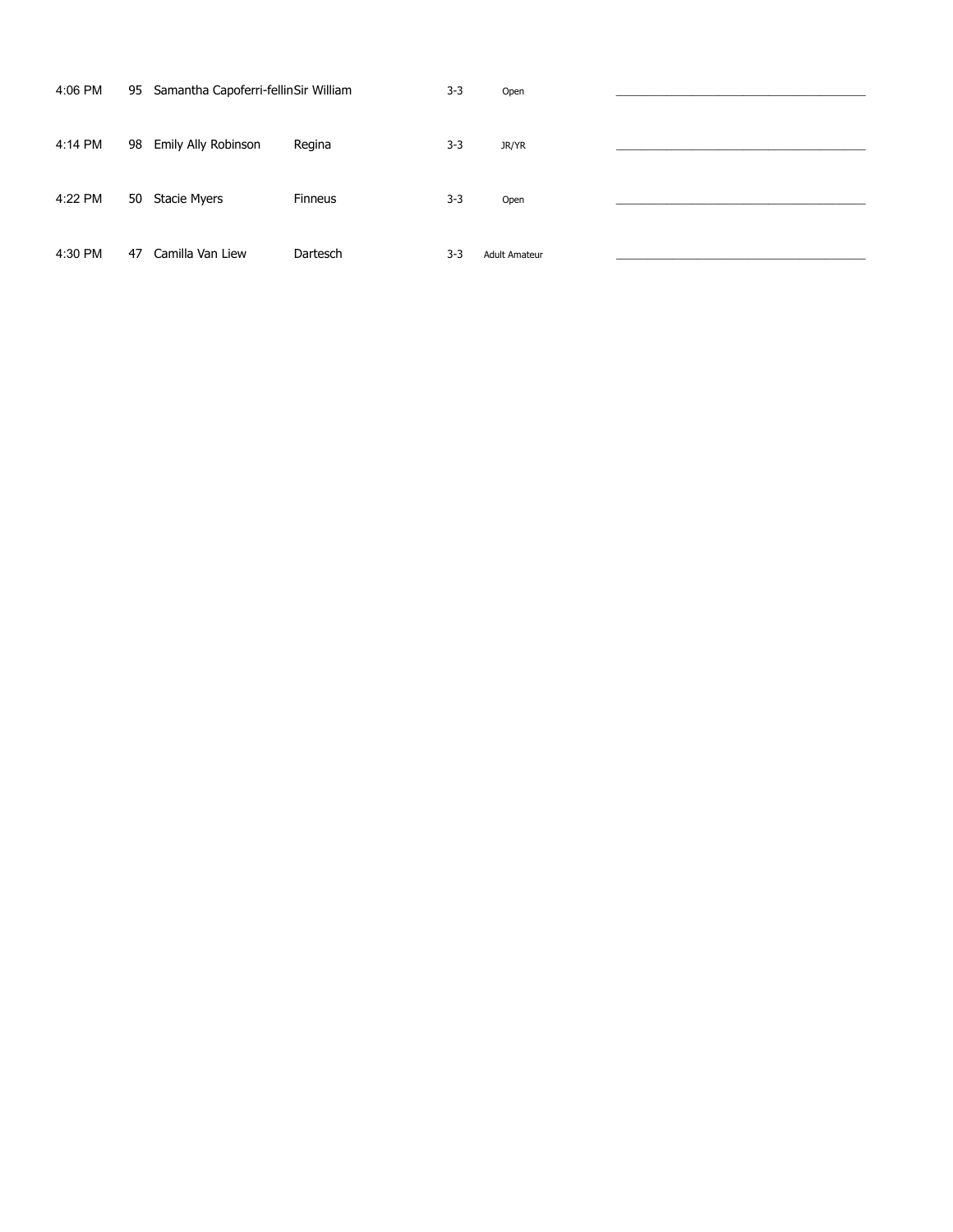| | | | | | | |
|---|---|---|---|---|---|---|
| 4:06 PM | 95 | Samantha Capoferri-fellin | Sir William | 3-3 | Open | ________________________________________ |
| 4:14 PM | 98 | Emily Ally Robinson | Regina | 3-3 | JR/YR | ________________________________________ |
| 4:22 PM | 50 | Stacie Myers | Finneus | 3-3 | Open | ________________________________________ |
| 4:30 PM | 47 | Camilla Van Liew | Dartesch | 3-3 | Adult Amateur | ________________________________________ |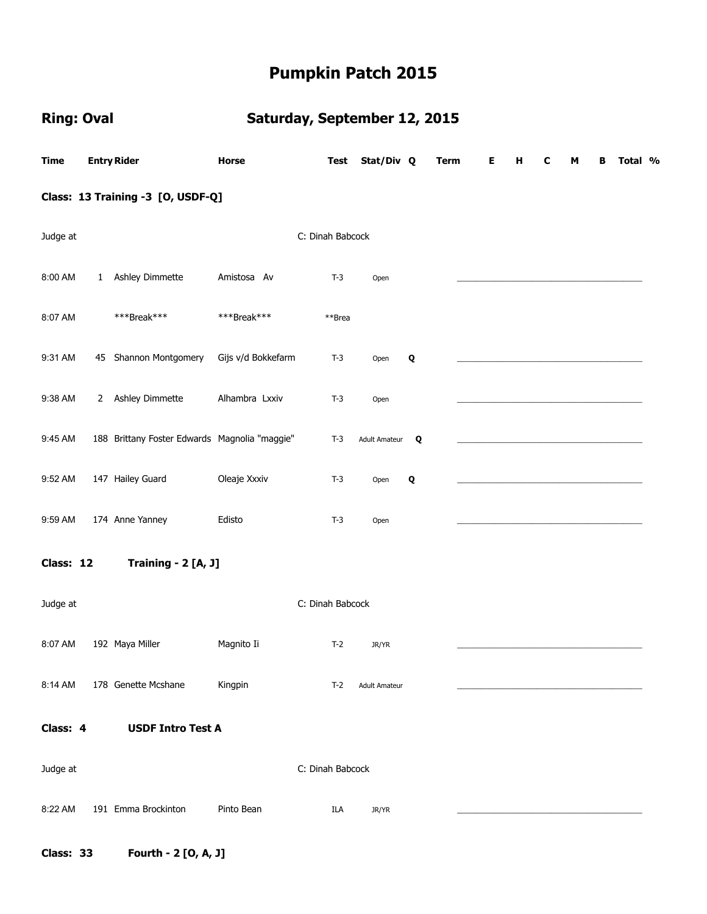# Pumpkin Patch 2015

## Ring: Oval — Saturday, September 12, 2015

| Time | Entry | Rider | Horse | Test | Stat/Div | Q | Term | E | H | C | M | B | Total | % |
|---|---|---|---|---|---|---|---|---|---|---|---|---|---|---|
| **Class: 13 Training -3 [O, USDF-Q]** | | | | | | | | | | | | | | |
| Judge at | | | | C: Dinah Babcock | | | | | | | | | | |
| 8:00 AM | 1 | Ashley Dimmette | Amistosa Av | T-3 | Open | | | | | | | | | |
| 8:07 AM | | ***Break*** | ***Break*** | **Brea | | | | | | | | | | |
| 9:31 AM | 45 | Shannon Montgomery | Gijs v/d Bokkefarm | T-3 | Open | Q | | | | | | | | |
| 9:38 AM | 2 | Ashley Dimmette | Alhambra Lxxiv | T-3 | Open | | | | | | | | | |
| 9:45 AM | 188 | Brittany Foster Edwards | Magnolia "maggie" | T-3 | Adult Amateur | Q | | | | | | | | |
| 9:52 AM | 147 | Hailey Guard | Oleaje Xxxiv | T-3 | Open | Q | | | | | | | | |
| 9:59 AM | 174 | Anne Yanney | Edisto | T-3 | Open | | | | | | | | | |
| **Class: 12 Training - 2 [A, J]** | | | | | | | | | | | | | | |
| Judge at | | | | C: Dinah Babcock | | | | | | | | | | |
| 8:07 AM | 192 | Maya Miller | Magnito Ii | T-2 | JR/YR | | | | | | | | | |
| 8:14 AM | 178 | Genette Mcshane | Kingpin | T-2 | Adult Amateur | | | | | | | | | |
| **Class: 4 USDF Intro Test A** | | | | | | | | | | | | | | |
| Judge at | | | | C: Dinah Babcock | | | | | | | | | | |
| 8:22 AM | 191 | Emma Brockinton | Pinto Bean | ILA | JR/YR | | | | | | | | | |
| **Class: 33 Fourth - 2 [O, A, J]** | | | | | | | | | | | | | | |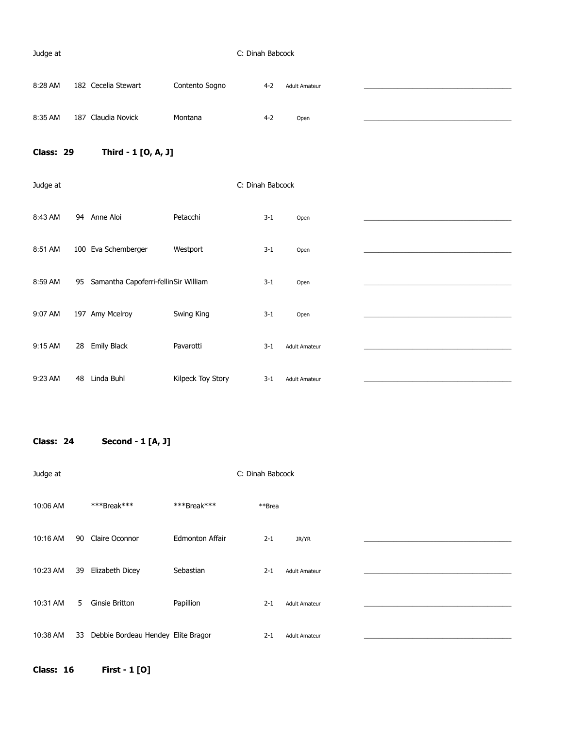Judge at C: Dinah Babcock

| Time | No. | Rider | Horse | Test | Division | |
|---|---|---|---|---|---|---|
| 8:28 AM | 182 | Cecelia Stewart | Contento Sogno | 4-2 | Adult Amateur | ___________________________ |
| 8:35 AM | 187 | Claudia Novick | Montana | 4-2 | Open | ___________________________ |

**Class: 29 Third - 1 [O, A, J]**

Judge at C: Dinah Babcock

| Time | No. | Rider | Horse | Test | Division | |
|---|---|---|---|---|---|---|
| 8:43 AM | 94 | Anne Aloi | Petacchi | 3-1 | Open | ___________________________ |
| 8:51 AM | 100 | Eva Schemberger | Westport | 3-1 | Open | ___________________________ |
| 8:59 AM | 95 | Samantha Capoferri-fellin | Sir William | 3-1 | Open | ___________________________ |
| 9:07 AM | 197 | Amy Mcelroy | Swing King | 3-1 | Open | ___________________________ |
| 9:15 AM | 28 | Emily Black | Pavarotti | 3-1 | Adult Amateur | ___________________________ |
| 9:23 AM | 48 | Linda Buhl | Kilpeck Toy Story | 3-1 | Adult Amateur | ___________________________ |

**Class: 24 Second - 1 [A, J]**

Judge at C: Dinah Babcock

| Time | No. | Rider | Horse | Test | Division | |
|---|---|---|---|---|---|---|
| 10:06 AM | | ***Break*** | ***Break*** | **Brea | | |
| 10:16 AM | 90 | Claire Oconnor | Edmonton Affair | 2-1 | JR/YR | ___________________________ |
| 10:23 AM | 39 | Elizabeth Dicey | Sebastian | 2-1 | Adult Amateur | ___________________________ |
| 10:31 AM | 5 | Ginsie Britton | Papillion | 2-1 | Adult Amateur | ___________________________ |
| 10:38 AM | 33 | Debbie Bordeau Hendey | Elite Bragor | 2-1 | Adult Amateur | ___________________________ |

**Class: 16 First - 1 [O]**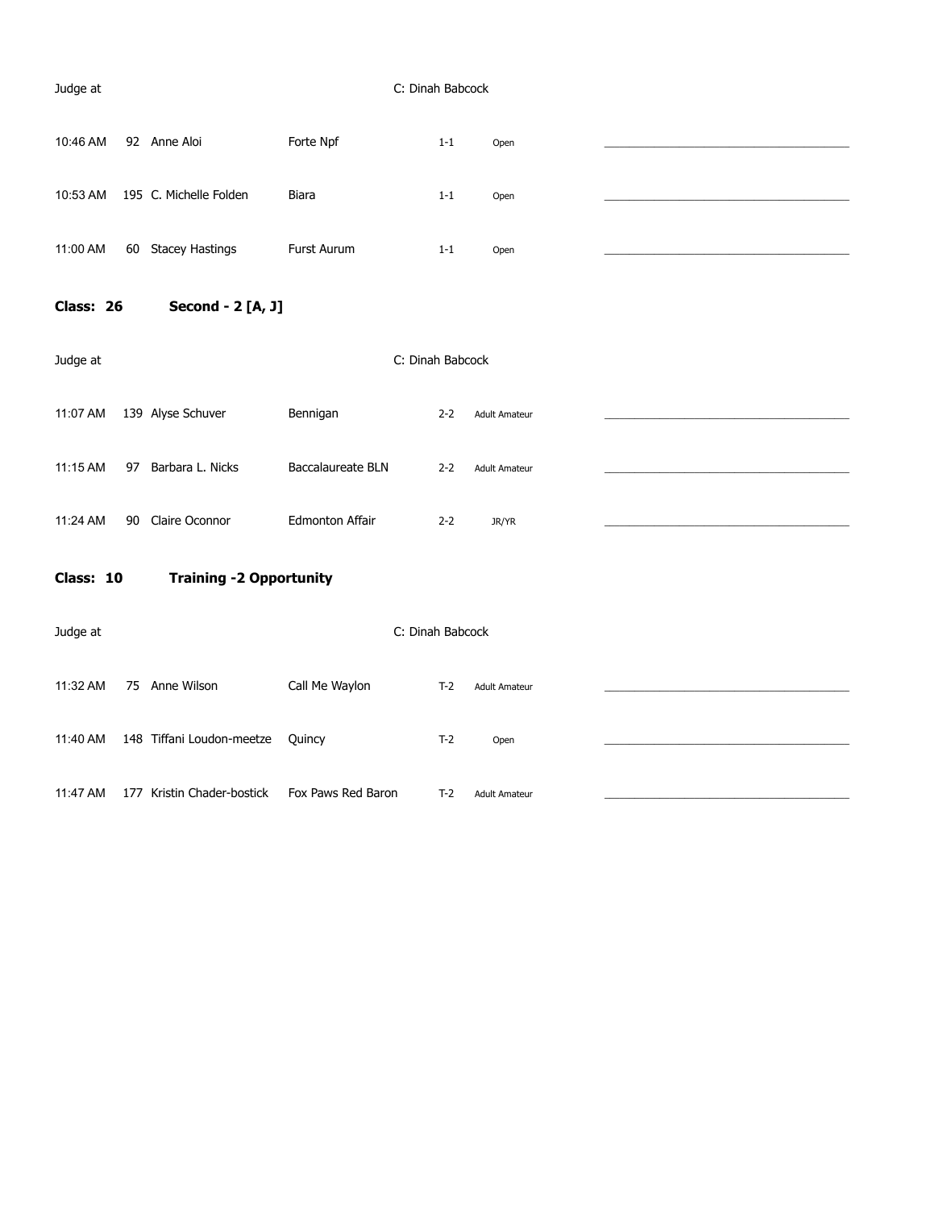Judge at C: Dinah Babcock

| Time | No. | Rider | Horse | Test | Division | |
|---|---|---|---|---|---|---|
| 10:46 AM | 92 | Anne Aloi | Forte Npf | 1-1 | Open | ______________________ |
| 10:53 AM | 195 | C. Michelle Folden | Biara | 1-1 | Open | ______________________ |
| 11:00 AM | 60 | Stacey Hastings | Furst Aurum | 1-1 | Open | ______________________ |

**Class: 26 Second - 2 [A, J]**

Judge at C: Dinah Babcock

| Time | No. | Rider | Horse | Test | Division | |
|---|---|---|---|---|---|---|
| 11:07 AM | 139 | Alyse Schuver | Bennigan | 2-2 | Adult Amateur | ______________________ |
| 11:15 AM | 97 | Barbara L. Nicks | Baccalaureate BLN | 2-2 | Adult Amateur | ______________________ |
| 11:24 AM | 90 | Claire Oconnor | Edmonton Affair | 2-2 | JR/YR | ______________________ |

**Class: 10 Training -2 Opportunity**

Judge at C: Dinah Babcock

| Time | No. | Rider | Horse | Test | Division | |
|---|---|---|---|---|---|---|
| 11:32 AM | 75 | Anne Wilson | Call Me Waylon | T-2 | Adult Amateur | ______________________ |
| 11:40 AM | 148 | Tiffani Loudon-meetze | Quincy | T-2 | Open | ______________________ |
| 11:47 AM | 177 | Kristin Chader-bostick | Fox Paws Red Baron | T-2 | Adult Amateur | ______________________ |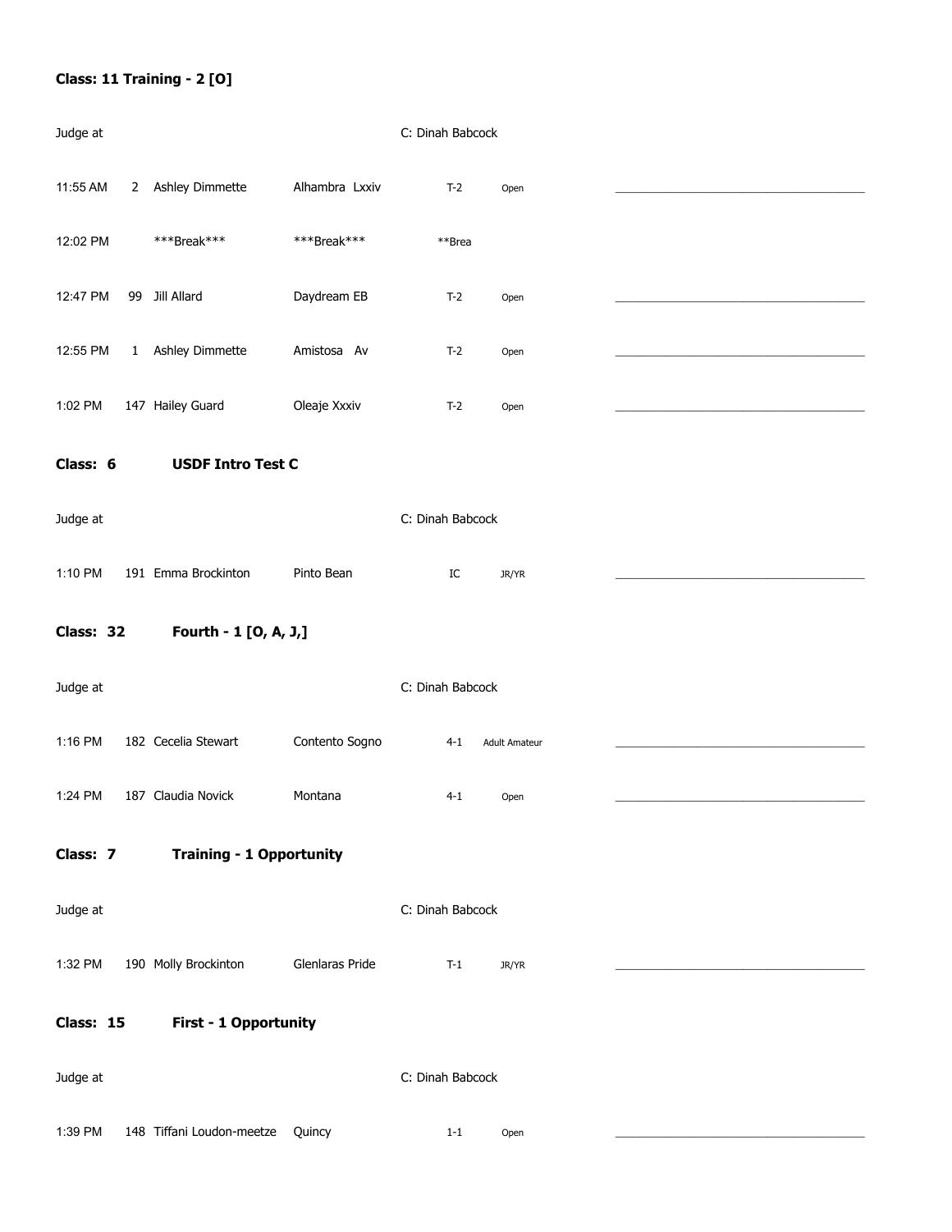**Class: 11 Training - 2 [O]**

Judge at C: Dinah Babcock

| | | | | | | |
|---|---|---|---|---|---|---|
| 11:55 AM | 2 | Ashley Dimmette | Alhambra Lxxiv | T-2 | Open | ________________________________________ |
| 12:02 PM | | ***Break*** | ***Break*** | **Brea | | |
| 12:47 PM | 99 | Jill Allard | Daydream EB | T-2 | Open | ________________________________________ |
| 12:55 PM | 1 | Ashley Dimmette | Amistosa Av | T-2 | Open | ________________________________________ |
| 1:02 PM | 147 | Hailey Guard | Oleaje Xxxiv | T-2 | Open | ________________________________________ |

**Class: 6 USDF Intro Test C**

Judge at C: Dinah Babcock

| | | | | | | |
|---|---|---|---|---|---|---|
| 1:10 PM | 191 | Emma Brockinton | Pinto Bean | IC | JR/YR | ________________________________________ |

**Class: 32 Fourth - 1 [O, A, J,]**

Judge at C: Dinah Babcock

| | | | | | | |
|---|---|---|---|---|---|---|
| 1:16 PM | 182 | Cecelia Stewart | Contento Sogno | 4-1 | Adult Amateur | ________________________________________ |
| 1:24 PM | 187 | Claudia Novick | Montana | 4-1 | Open | ________________________________________ |

**Class: 7 Training - 1 Opportunity**

Judge at C: Dinah Babcock

| | | | | | | |
|---|---|---|---|---|---|---|
| 1:32 PM | 190 | Molly Brockinton | Glenlaras Pride | T-1 | JR/YR | ________________________________________ |

**Class: 15 First - 1 Opportunity**

Judge at C: Dinah Babcock

| | | | | | | |
|---|---|---|---|---|---|---|
| 1:39 PM | 148 | Tiffani Loudon-meetze | Quincy | 1-1 | Open | ________________________________________ |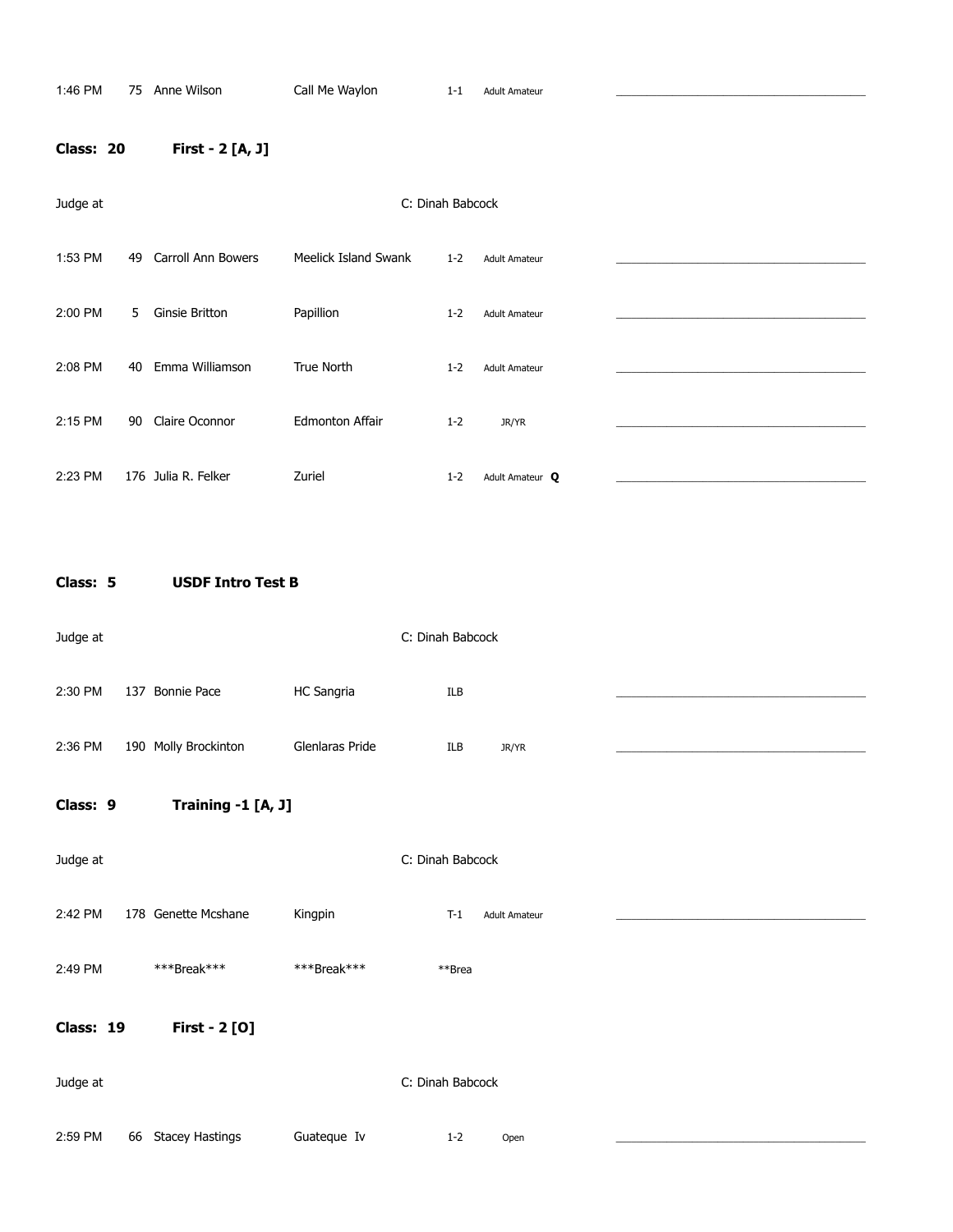| | | | | | |
|---|---|---|---|---|---|
| 1:46 PM | 75 | Anne Wilson | Call Me Waylon | 1-1 | Adult Amateur |

**Class: 20** **First - 2 [A, J]**

Judge at C: Dinah Babcock

| | | | | | |
|---|---|---|---|---|---|
| 1:53 PM | 49 | Carroll Ann Bowers | Meelick Island Swank | 1-2 | Adult Amateur |
| 2:00 PM | 5 | Ginsie Britton | Papillion | 1-2 | Adult Amateur |
| 2:08 PM | 40 | Emma Williamson | True North | 1-2 | Adult Amateur |
| 2:15 PM | 90 | Claire Oconnor | Edmonton Affair | 1-2 | JR/YR |
| 2:23 PM | 176 | Julia R. Felker | Zuriel | 1-2 | Adult Amateur **Q** |

**Class: 5** **USDF Intro Test B**

Judge at C: Dinah Babcock

| | | | | | |
|---|---|---|---|---|---|
| 2:30 PM | 137 | Bonnie Pace | HC Sangria | ILB | |
| 2:36 PM | 190 | Molly Brockinton | Glenlaras Pride | ILB | JR/YR |

**Class: 9** **Training -1 [A, J]**

Judge at C: Dinah Babcock

| | | | | | |
|---|---|---|---|---|---|
| 2:42 PM | 178 | Genette Mcshane | Kingpin | T-1 | Adult Amateur |
| 2:49 PM | | ***Break*** | ***Break*** | **Brea | |

**Class: 19** **First - 2 [O]**

Judge at C: Dinah Babcock

| | | | | | |
|---|---|---|---|---|---|
| 2:59 PM | 66 | Stacey Hastings | Guateque Iv | 1-2 | Open |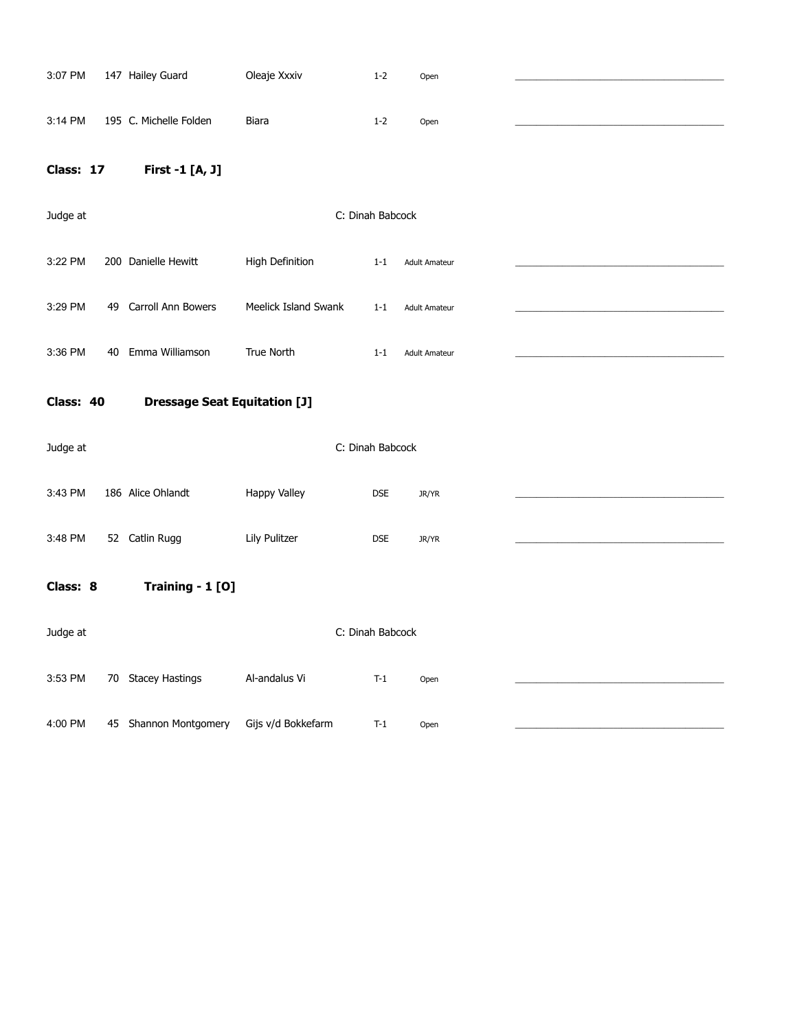| | | | | | |
|---|---|---|---|---|---|
| 3:07 PM | 147 | Hailey Guard | Oleaje Xxxiv | 1-2 | Open |
| 3:14 PM | 195 | C. Michelle Folden | Biara | 1-2 | Open |

## Class: 17 First -1 [A, J]

Judge at C: Dinah Babcock

| | | | | | |
|---|---|---|---|---|---|
| 3:22 PM | 200 | Danielle Hewitt | High Definition | 1-1 | Adult Amateur |
| 3:29 PM | 49 | Carroll Ann Bowers | Meelick Island Swank | 1-1 | Adult Amateur |
| 3:36 PM | 40 | Emma Williamson | True North | 1-1 | Adult Amateur |

## Class: 40 Dressage Seat Equitation [J]

Judge at C: Dinah Babcock

| | | | | | |
|---|---|---|---|---|---|
| 3:43 PM | 186 | Alice Ohlandt | Happy Valley | DSE | JR/YR |
| 3:48 PM | 52 | Catlin Rugg | Lily Pulitzer | DSE | JR/YR |

## Class: 8 Training - 1 [O]

Judge at C: Dinah Babcock

| | | | | | |
|---|---|---|---|---|---|
| 3:53 PM | 70 | Stacey Hastings | Al-andalus Vi | T-1 | Open |
| 4:00 PM | 45 | Shannon Montgomery | Gijs v/d Bokkefarm | T-1 | Open |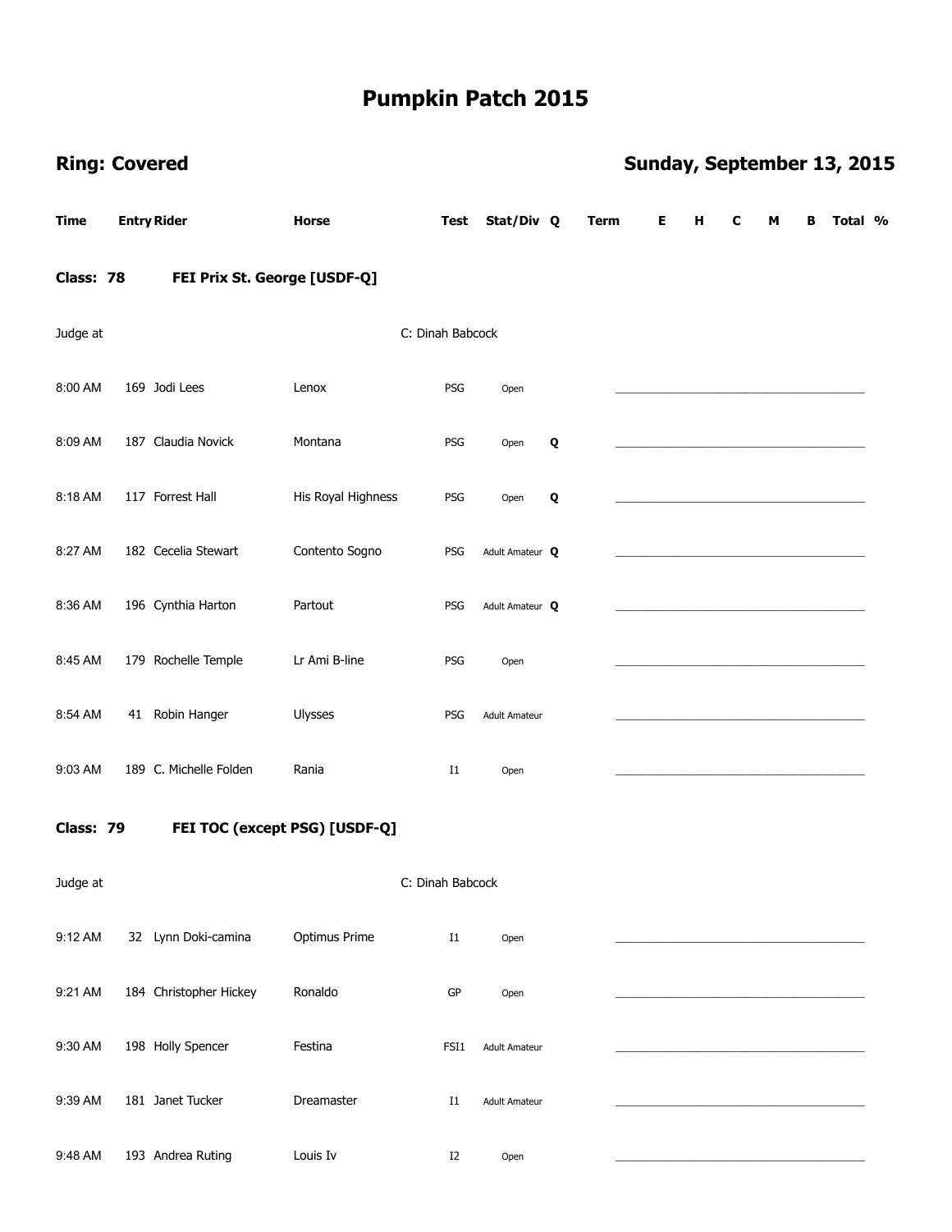# Pumpkin Patch 2015

**Ring: Covered** **Sunday, September 13, 2015**

| Time | Entry | Rider | Horse | Test | Stat/Div | Q | Term | E | H | C | M | B | Total | % |
|---|---|---|---|---|---|---|---|---|---|---|---|---|---|---|

## Class: 78 FEI Prix St. George [USDF-Q]

Judge at C: Dinah Babcock

| Time | Entry | Rider | Horse | Test | Stat/Div | Q | Term | E | H | C | M | B | Total | % |
|---|---|---|---|---|---|---|---|---|---|---|---|---|---|---|
| 8:00 AM | 169 | Jodi Lees | Lenox | PSG | Open | | | | | | | | | |
| 8:09 AM | 187 | Claudia Novick | Montana | PSG | Open | **Q** | | | | | | | | |
| 8:18 AM | 117 | Forrest Hall | His Royal Highness | PSG | Open | **Q** | | | | | | | | |
| 8:27 AM | 182 | Cecelia Stewart | Contento Sogno | PSG | Adult Amateur | **Q** | | | | | | | | |
| 8:36 AM | 196 | Cynthia Harton | Partout | PSG | Adult Amateur | **Q** | | | | | | | | |
| 8:45 AM | 179 | Rochelle Temple | Lr Ami B-line | PSG | Open | | | | | | | | | |
| 8:54 AM | 41 | Robin Hanger | Ulysses | PSG | Adult Amateur | | | | | | | | | |
| 9:03 AM | 189 | C. Michelle Folden | Rania | I1 | Open | | | | | | | | | |

## Class: 79 FEI TOC (except PSG) [USDF-Q]

Judge at C: Dinah Babcock

| Time | Entry | Rider | Horse | Test | Stat/Div | Q | Term | E | H | C | M | B | Total | % |
|---|---|---|---|---|---|---|---|---|---|---|---|---|---|---|
| 9:12 AM | 32 | Lynn Doki-camina | Optimus Prime | I1 | Open | | | | | | | | | |
| 9:21 AM | 184 | Christopher Hickey | Ronaldo | GP | Open | | | | | | | | | |
| 9:30 AM | 198 | Holly Spencer | Festina | FSI1 | Adult Amateur | | | | | | | | | |
| 9:39 AM | 181 | Janet Tucker | Dreamaster | I1 | Adult Amateur | | | | | | | | | |
| 9:48 AM | 193 | Andrea Ruting | Louis Iv | I2 | Open | | | | | | | | | |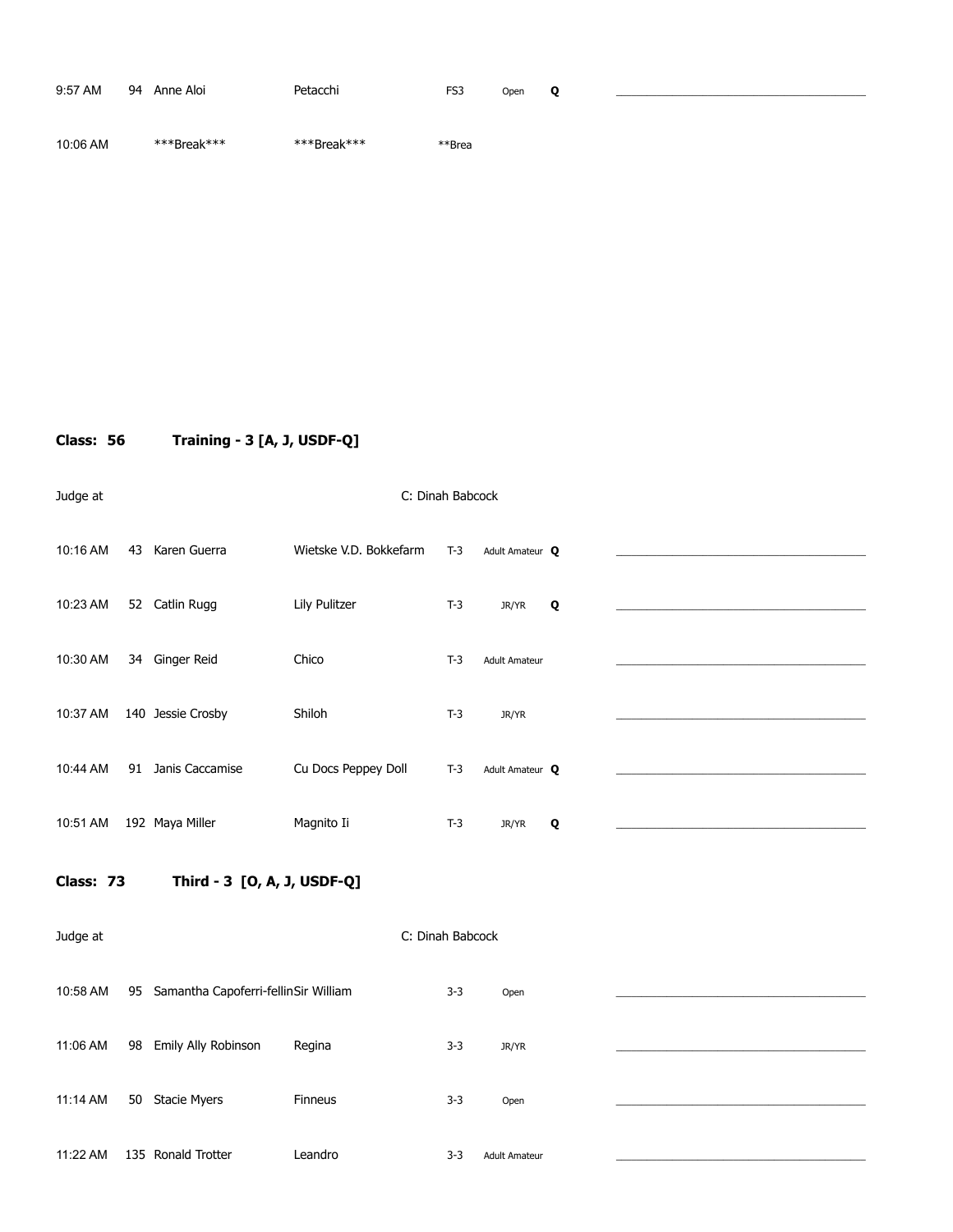| Time | No. | Rider | Horse | Test | Division | Q | Score |
|---|---|---|---|---|---|---|---|
| 9:57 AM | 94 | Anne Aloi | Petacchi | FS3 | Open | **Q** | ________________ |
| 10:06 AM | | ***Break*** | ***Break*** | **Brea | | | |

**Class: 56 Training - 3 [A, J, USDF-Q]**

Judge at C: Dinah Babcock

| Time | No. | Rider | Horse | Test | Division | Q | Score |
|---|---|---|---|---|---|---|---|
| 10:16 AM | 43 | Karen Guerra | Wietske V.D. Bokkefarm | T-3 | Adult Amateur | **Q** | ________________ |
| 10:23 AM | 52 | Catlin Rugg | Lily Pulitzer | T-3 | JR/YR | **Q** | ________________ |
| 10:30 AM | 34 | Ginger Reid | Chico | T-3 | Adult Amateur | | ________________ |
| 10:37 AM | 140 | Jessie Crosby | Shiloh | T-3 | JR/YR | | ________________ |
| 10:44 AM | 91 | Janis Caccamise | Cu Docs Peppey Doll | T-3 | Adult Amateur | **Q** | ________________ |
| 10:51 AM | 192 | Maya Miller | Magnito Ii | T-3 | JR/YR | **Q** | ________________ |

**Class: 73 Third - 3 [O, A, J, USDF-Q]**

Judge at C: Dinah Babcock

| Time | No. | Rider | Horse | Test | Division | Q | Score |
|---|---|---|---|---|---|---|---|
| 10:58 AM | 95 | Samantha Capoferri-fellin | Sir William | 3-3 | Open | | ________________ |
| 11:06 AM | 98 | Emily Ally Robinson | Regina | 3-3 | JR/YR | | ________________ |
| 11:14 AM | 50 | Stacie Myers | Finneus | 3-3 | Open | | ________________ |
| 11:22 AM | 135 | Ronald Trotter | Leandro | 3-3 | Adult Amateur | | ________________ |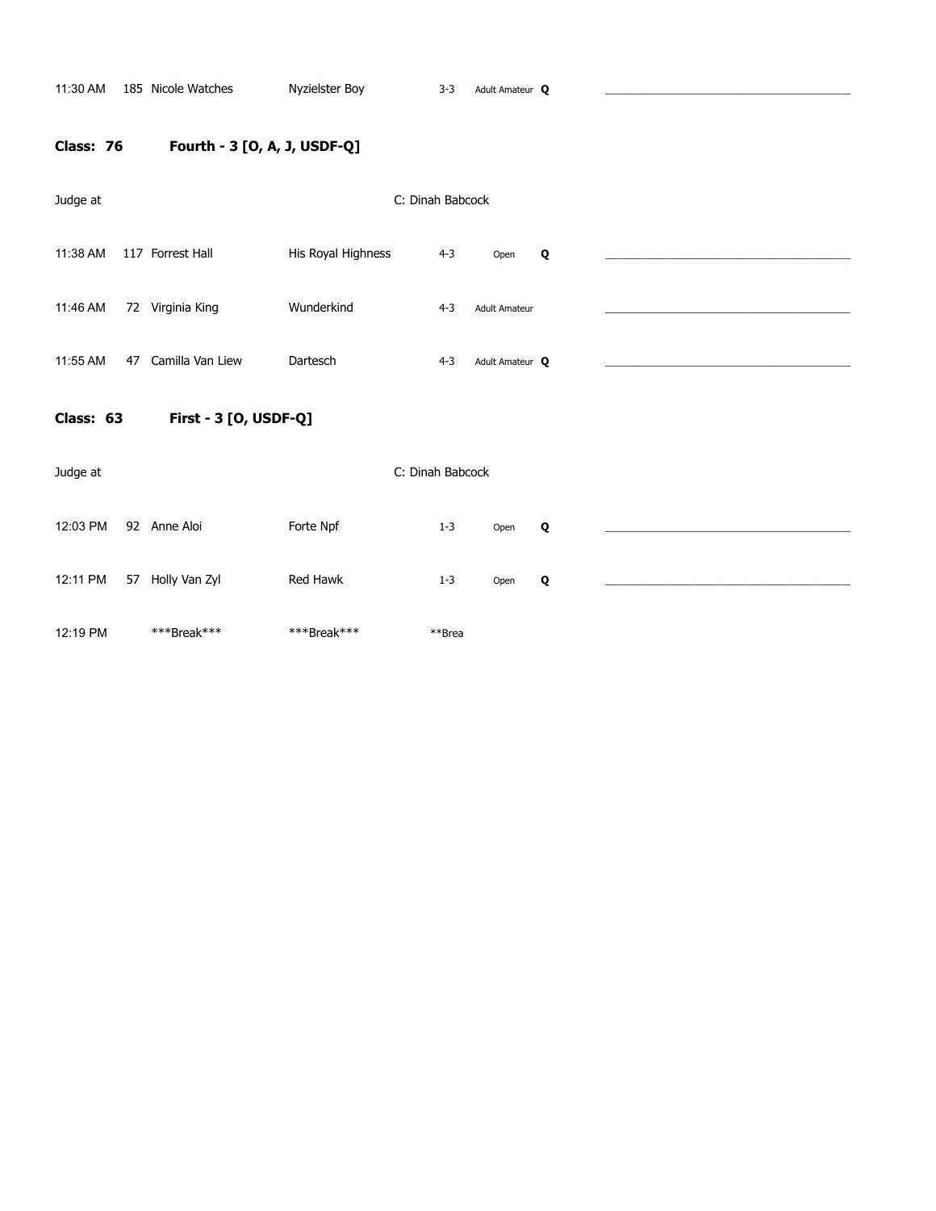| | | | | | | |
|---|---|---|---|---|---|---|
| 11:30 AM | 185 | Nicole Watches | Nyzielster Boy | 3-3 | Adult Amateur | Q |

**Class: 76** **Fourth - 3 [O, A, J, USDF-Q]**

Judge at C: Dinah Babcock

| | | | | | | |
|---|---|---|---|---|---|---|
| 11:38 AM | 117 | Forrest Hall | His Royal Highness | 4-3 | Open | Q |
| 11:46 AM | 72 | Virginia King | Wunderkind | 4-3 | Adult Amateur | |
| 11:55 AM | 47 | Camilla Van Liew | Dartesch | 4-3 | Adult Amateur | Q |

**Class: 63** **First - 3 [O, USDF-Q]**

Judge at C: Dinah Babcock

| | | | | | | |
|---|---|---|---|---|---|---|
| 12:03 PM | 92 | Anne Aloi | Forte Npf | 1-3 | Open | Q |
| 12:11 PM | 57 | Holly Van Zyl | Red Hawk | 1-3 | Open | Q |
| 12:19 PM | | ***Break*** | ***Break*** | **Brea | | |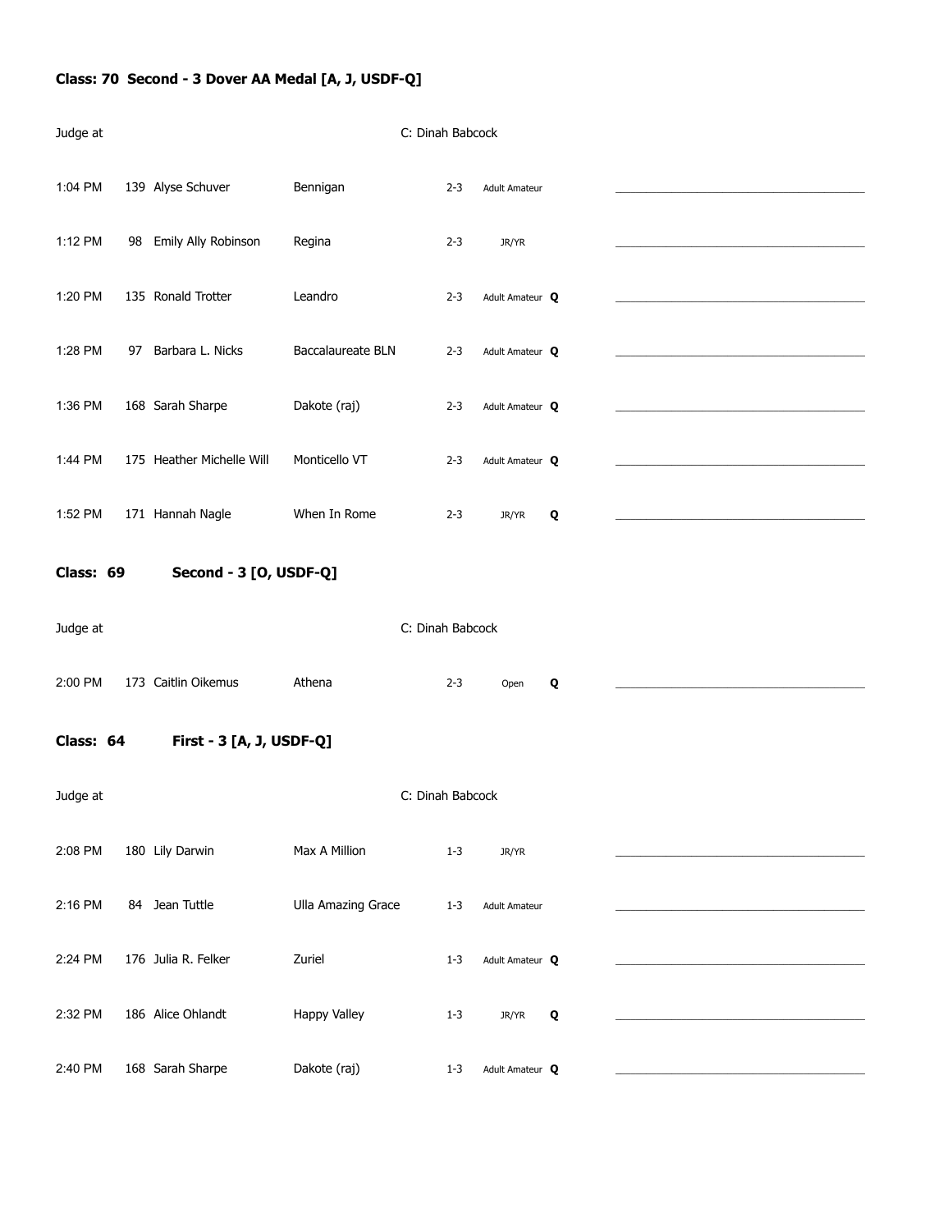**Class: 70 Second - 3 Dover AA Medal [A, J, USDF-Q]**

Judge at C: Dinah Babcock

| Time | No. | Rider | Horse | Test | Division | Q | |
|---|---|---|---|---|---|---|---|
| 1:04 PM | 139 | Alyse Schuver | Bennigan | 2-3 | Adult Amateur | | ____________________ |
| 1:12 PM | 98 | Emily Ally Robinson | Regina | 2-3 | JR/YR | | ____________________ |
| 1:20 PM | 135 | Ronald Trotter | Leandro | 2-3 | Adult Amateur | **Q** | ____________________ |
| 1:28 PM | 97 | Barbara L. Nicks | Baccalaureate BLN | 2-3 | Adult Amateur | **Q** | ____________________ |
| 1:36 PM | 168 | Sarah Sharpe | Dakote (raj) | 2-3 | Adult Amateur | **Q** | ____________________ |
| 1:44 PM | 175 | Heather Michelle Will | Monticello VT | 2-3 | Adult Amateur | **Q** | ____________________ |
| 1:52 PM | 171 | Hannah Nagle | When In Rome | 2-3 | JR/YR | **Q** | ____________________ |

**Class: 69 Second - 3 [O, USDF-Q]**

Judge at C: Dinah Babcock

| Time | No. | Rider | Horse | Test | Division | Q | |
|---|---|---|---|---|---|---|---|
| 2:00 PM | 173 | Caitlin Oikemus | Athena | 2-3 | Open | **Q** | ____________________ |

**Class: 64 First - 3 [A, J, USDF-Q]**

Judge at C: Dinah Babcock

| Time | No. | Rider | Horse | Test | Division | Q | |
|---|---|---|---|---|---|---|---|
| 2:08 PM | 180 | Lily Darwin | Max A Million | 1-3 | JR/YR | | ____________________ |
| 2:16 PM | 84 | Jean Tuttle | Ulla Amazing Grace | 1-3 | Adult Amateur | | ____________________ |
| 2:24 PM | 176 | Julia R. Felker | Zuriel | 1-3 | Adult Amateur | **Q** | ____________________ |
| 2:32 PM | 186 | Alice Ohlandt | Happy Valley | 1-3 | JR/YR | **Q** | ____________________ |
| 2:40 PM | 168 | Sarah Sharpe | Dakote (raj) | 1-3 | Adult Amateur | **Q** | ____________________ |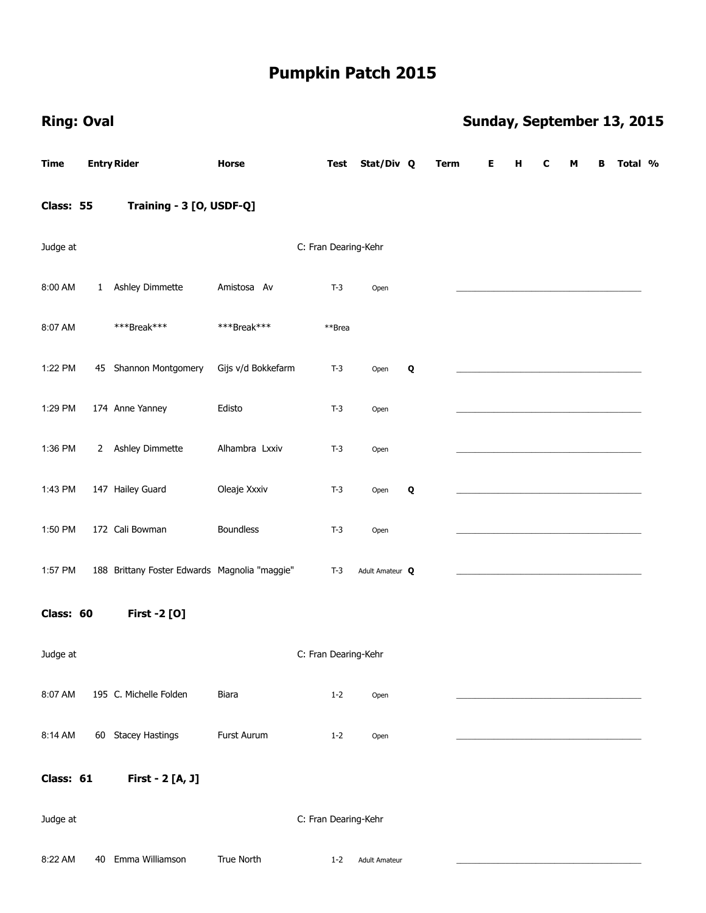# Pumpkin Patch 2015

**Ring: Oval** **Sunday, September 13, 2015**

| Time | Entry | Rider | Horse | Test | Stat/Div | Q | Term | E | H | C | M | B | Total | % |
|---|---|---|---|---|---|---|---|---|---|---|---|---|---|---|
| **Class: 55** | | **Training - 3 [O, USDF-Q]** | | | | | | | | | | | | |
| Judge at | | | | C: Fran Dearing-Kehr | | | | | | | | | | |
| 8:00 AM | 1 | Ashley Dimmette | Amistosa Av | T-3 | Open | | | | | | | | | |
| 8:07 AM | | ***Break*** | ***Break*** | **Brea | | | | | | | | | | |
| 1:22 PM | 45 | Shannon Montgomery | Gijs v/d Bokkefarm | T-3 | Open | Q | | | | | | | | |
| 1:29 PM | 174 | Anne Yanney | Edisto | T-3 | Open | | | | | | | | | |
| 1:36 PM | 2 | Ashley Dimmette | Alhambra Lxxiv | T-3 | Open | | | | | | | | | |
| 1:43 PM | 147 | Hailey Guard | Oleaje Xxxiv | T-3 | Open | Q | | | | | | | | |
| 1:50 PM | 172 | Cali Bowman | Boundless | T-3 | Open | | | | | | | | | |
| 1:57 PM | 188 | Brittany Foster Edwards | Magnolia "maggie" | T-3 | Adult Amateur | Q | | | | | | | | |
| **Class: 60** | | **First -2 [O]** | | | | | | | | | | | | |
| Judge at | | | | C: Fran Dearing-Kehr | | | | | | | | | | |
| 8:07 AM | 195 | C. Michelle Folden | Biara | 1-2 | Open | | | | | | | | | |
| 8:14 AM | 60 | Stacey Hastings | Furst Aurum | 1-2 | Open | | | | | | | | | |
| **Class: 61** | | **First - 2 [A, J]** | | | | | | | | | | | | |
| Judge at | | | | C: Fran Dearing-Kehr | | | | | | | | | | |
| 8:22 AM | 40 | Emma Williamson | True North | 1-2 | Adult Amateur | | | | | | | | | |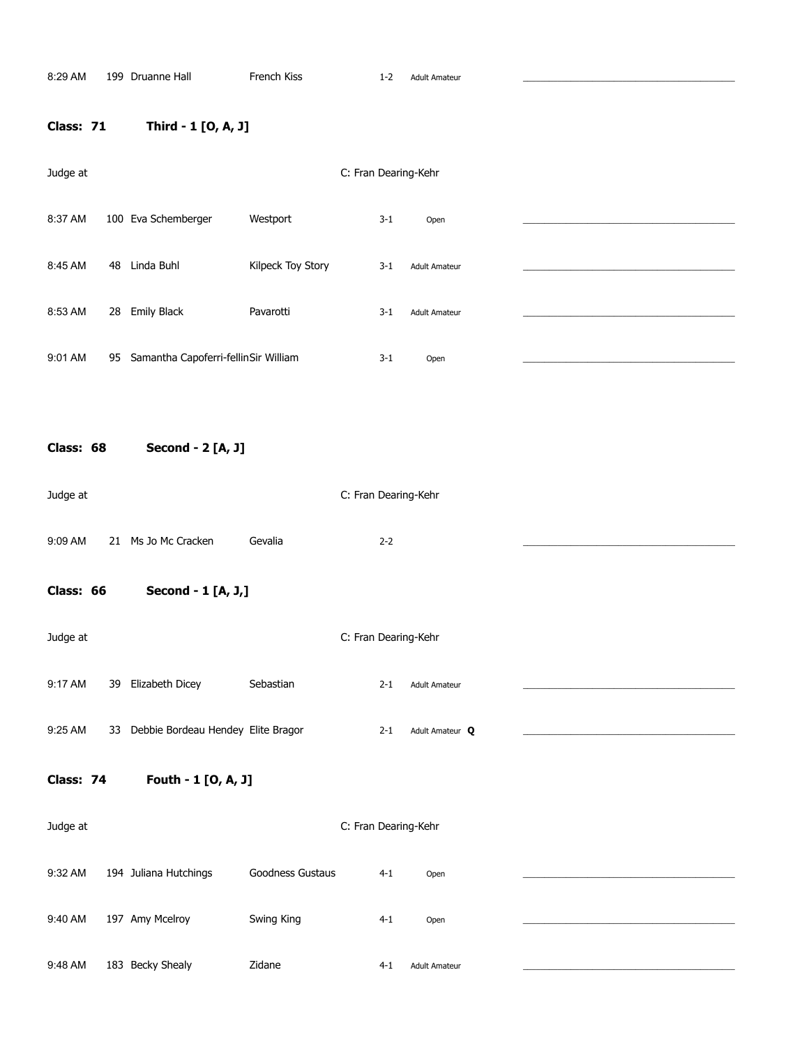| | | | | | |
|---|---|---|---|---|---|
| 8:29 AM | 199 | Druanne Hall | French Kiss | 1-2 | Adult Amateur |

**Class: 71** **Third - 1 [O, A, J]**

Judge at C: Fran Dearing-Kehr

| | | | | | |
|---|---|---|---|---|---|
| 8:37 AM | 100 | Eva Schemberger | Westport | 3-1 | Open |
| 8:45 AM | 48 | Linda Buhl | Kilpeck Toy Story | 3-1 | Adult Amateur |
| 8:53 AM | 28 | Emily Black | Pavarotti | 3-1 | Adult Amateur |
| 9:01 AM | 95 | Samantha Capoferri-fellin | Sir William | 3-1 | Open |

**Class: 68** **Second - 2 [A, J]**

Judge at C: Fran Dearing-Kehr

| | | | | | |
|---|---|---|---|---|---|
| 9:09 AM | 21 | Ms Jo Mc Cracken | Gevalia | 2-2 | |

**Class: 66** **Second - 1 [A, J,]**

Judge at C: Fran Dearing-Kehr

| | | | | | |
|---|---|---|---|---|---|
| 9:17 AM | 39 | Elizabeth Dicey | Sebastian | 2-1 | Adult Amateur |
| 9:25 AM | 33 | Debbie Bordeau Hendey | Elite Bragor | 2-1 | Adult Amateur **Q** |

**Class: 74** **Fouth - 1 [O, A, J]**

Judge at C: Fran Dearing-Kehr

| | | | | | |
|---|---|---|---|---|---|
| 9:32 AM | 194 | Juliana Hutchings | Goodness Gustaus | 4-1 | Open |
| 9:40 AM | 197 | Amy Mcelroy | Swing King | 4-1 | Open |
| 9:48 AM | 183 | Becky Shealy | Zidane | 4-1 | Adult Amateur |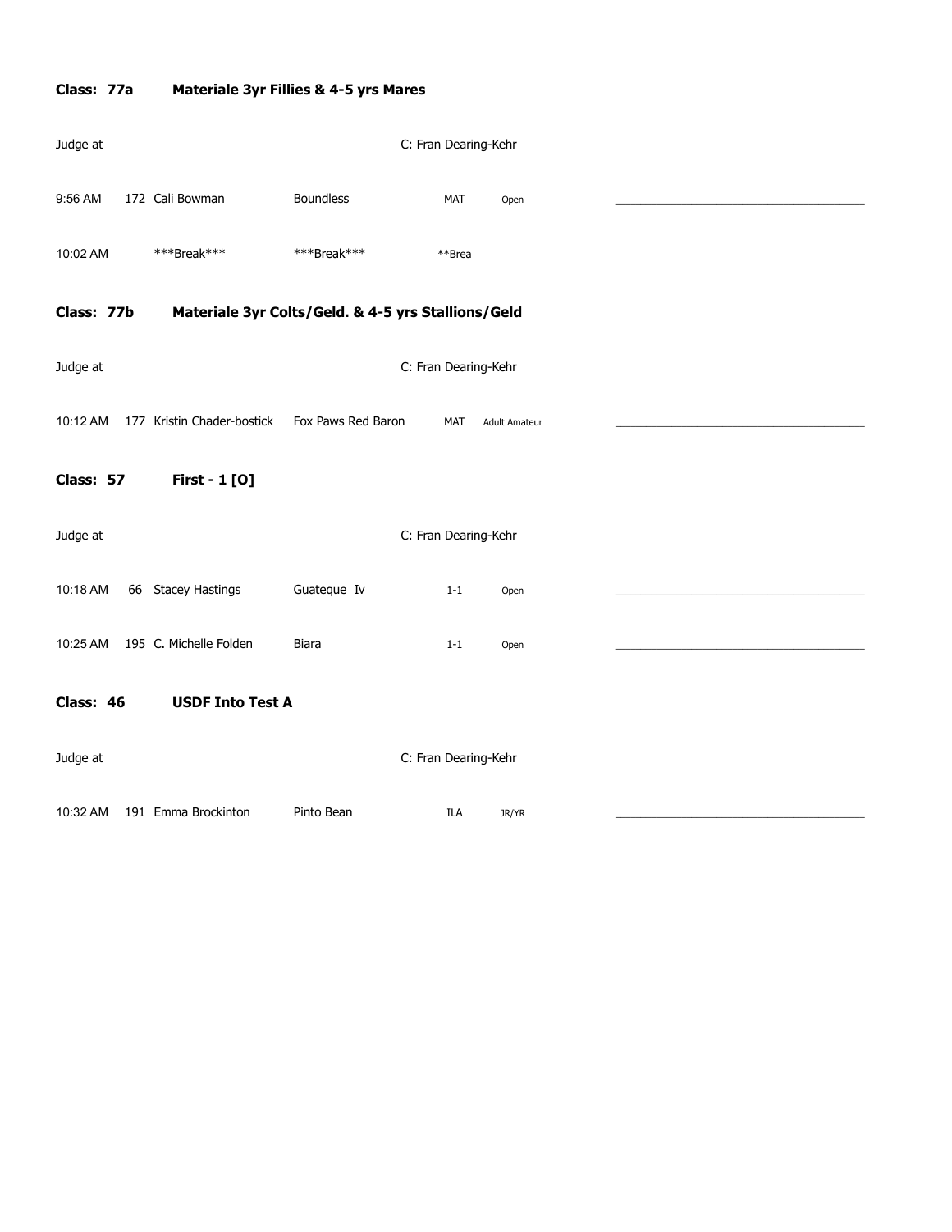**Class: 77a    Materiale 3yr Fillies & 4-5 yrs Mares**

| Judge at | | | C: Fran Dearing-Kehr | | |
|---|---|---|---|---|---|
| 9:56 AM | 172 Cali Bowman | Boundless | MAT | Open | ______________________ |
| 10:02 AM | ***Break*** | ***Break*** | **Brea | | |

**Class: 77b    Materiale 3yr Colts/Geld. & 4-5 yrs Stallions/Geld**

| Judge at | | | C: Fran Dearing-Kehr | | |
|---|---|---|---|---|---|
| 10:12 AM | 177 Kristin Chader-bostick | Fox Paws Red Baron | MAT | Adult Amateur | ______________________ |

**Class: 57    First - 1 [O]**

| Judge at | | | C: Fran Dearing-Kehr | | |
|---|---|---|---|---|---|
| 10:18 AM | 66 Stacey Hastings | Guateque Iv | 1-1 | Open | ______________________ |
| 10:25 AM | 195 C. Michelle Folden | Biara | 1-1 | Open | ______________________ |

**Class: 46    USDF Into Test A**

| Judge at | | | C: Fran Dearing-Kehr | | |
|---|---|---|---|---|---|
| 10:32 AM | 191 Emma Brockinton | Pinto Bean | ILA | JR/YR | ______________________ |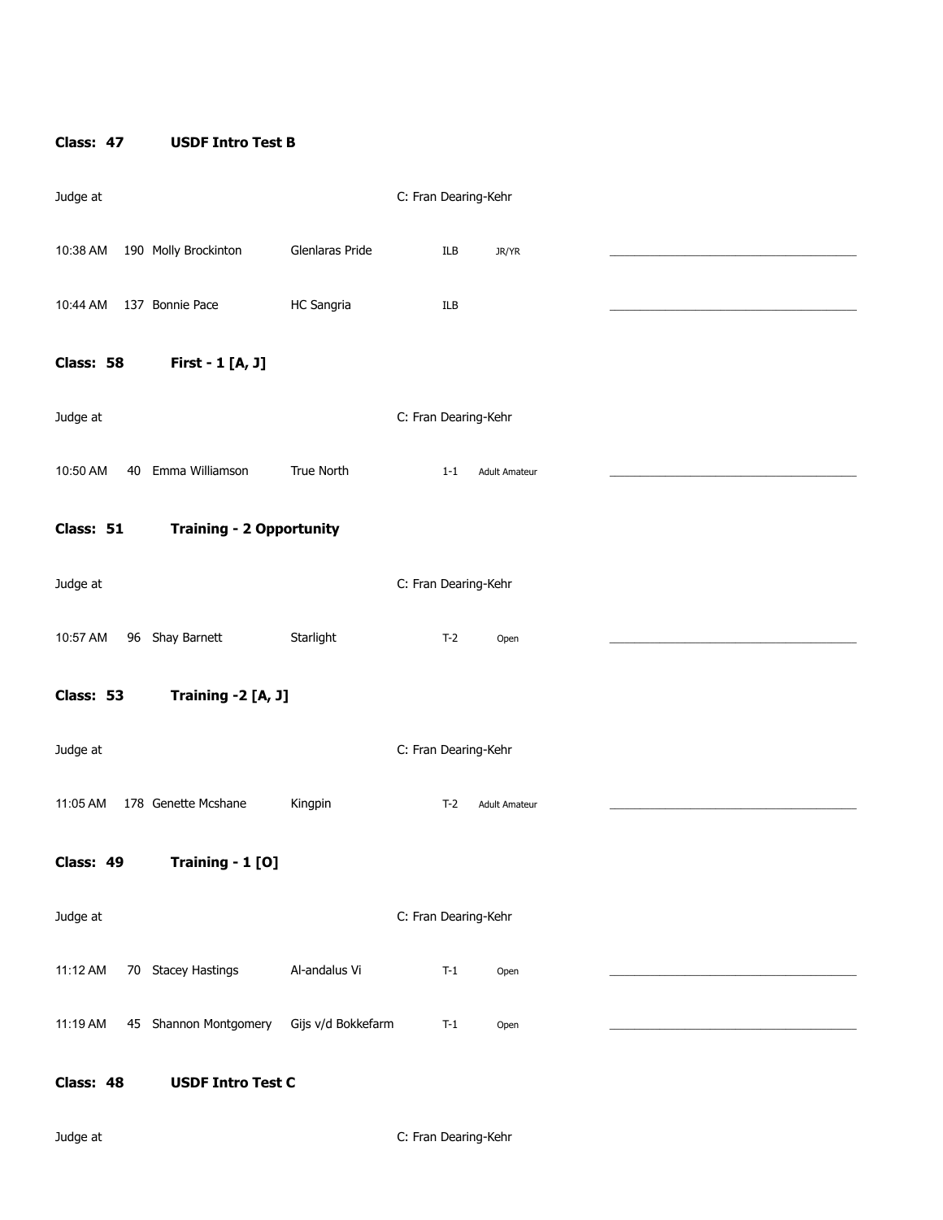**Class: 47 USDF Intro Test B**

Judge at C: Fran Dearing-Kehr

| Time | No. | Rider | Horse | Test | Division | |
|---|---|---|---|---|---|---|
| 10:38 AM | 190 | Molly Brockinton | Glenlaras Pride | ILB | JR/YR | ______________________ |
| 10:44 AM | 137 | Bonnie Pace | HC Sangria | ILB | | ______________________ |

**Class: 58 First - 1 [A, J]**

Judge at C: Fran Dearing-Kehr

| Time | No. | Rider | Horse | Test | Division | |
|---|---|---|---|---|---|---|
| 10:50 AM | 40 | Emma Williamson | True North | 1-1 | Adult Amateur | ______________________ |

**Class: 51 Training - 2 Opportunity**

Judge at C: Fran Dearing-Kehr

| Time | No. | Rider | Horse | Test | Division | |
|---|---|---|---|---|---|---|
| 10:57 AM | 96 | Shay Barnett | Starlight | T-2 | Open | ______________________ |

**Class: 53 Training -2 [A, J]**

Judge at C: Fran Dearing-Kehr

| Time | No. | Rider | Horse | Test | Division | |
|---|---|---|---|---|---|---|
| 11:05 AM | 178 | Genette Mcshane | Kingpin | T-2 | Adult Amateur | ______________________ |

**Class: 49 Training - 1 [O]**

Judge at C: Fran Dearing-Kehr

| Time | No. | Rider | Horse | Test | Division | |
|---|---|---|---|---|---|---|
| 11:12 AM | 70 | Stacey Hastings | Al-andalus Vi | T-1 | Open | ______________________ |
| 11:19 AM | 45 | Shannon Montgomery | Gijs v/d Bokkefarm | T-1 | Open | ______________________ |

**Class: 48 USDF Intro Test C**

Judge at C: Fran Dearing-Kehr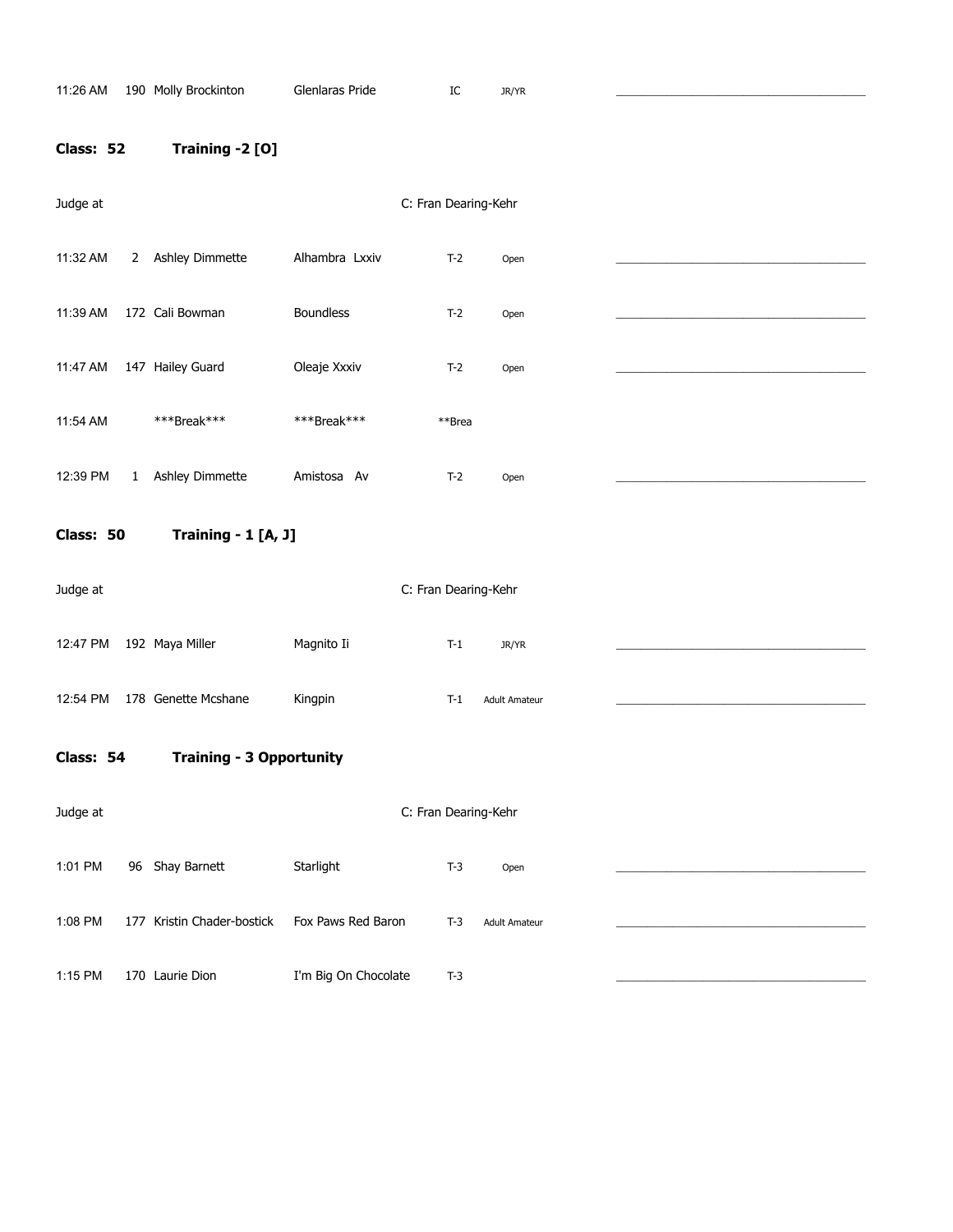| | | | | | | |
|---|---|---|---|---|---|---|
| 11:26 AM | 190 | Molly Brockinton | Glenlaras Pride | IC | JR/YR | ______________________ |

**Class: 52** **Training -2 [O]**

Judge at C: Fran Dearing-Kehr

| | | | | | | |
|---|---|---|---|---|---|---|
| 11:32 AM | 2 | Ashley Dimmette | Alhambra Lxxiv | T-2 | Open | ______________________ |
| 11:39 AM | 172 | Cali Bowman | Boundless | T-2 | Open | ______________________ |
| 11:47 AM | 147 | Hailey Guard | Oleaje Xxxiv | T-2 | Open | ______________________ |
| 11:54 AM | | ***Break*** | ***Break*** | **Brea | | |
| 12:39 PM | 1 | Ashley Dimmette | Amistosa Av | T-2 | Open | ______________________ |

**Class: 50** **Training - 1 [A, J]**

Judge at C: Fran Dearing-Kehr

| | | | | | | |
|---|---|---|---|---|---|---|
| 12:47 PM | 192 | Maya Miller | Magnito Ii | T-1 | JR/YR | ______________________ |
| 12:54 PM | 178 | Genette Mcshane | Kingpin | T-1 | Adult Amateur | ______________________ |

**Class: 54** **Training - 3 Opportunity**

Judge at C: Fran Dearing-Kehr

| | | | | | | |
|---|---|---|---|---|---|---|
| 1:01 PM | 96 | Shay Barnett | Starlight | T-3 | Open | ______________________ |
| 1:08 PM | 177 | Kristin Chader-bostick | Fox Paws Red Baron | T-3 | Adult Amateur | ______________________ |
| 1:15 PM | 170 | Laurie Dion | I'm Big On Chocolate | T-3 | | ______________________ |